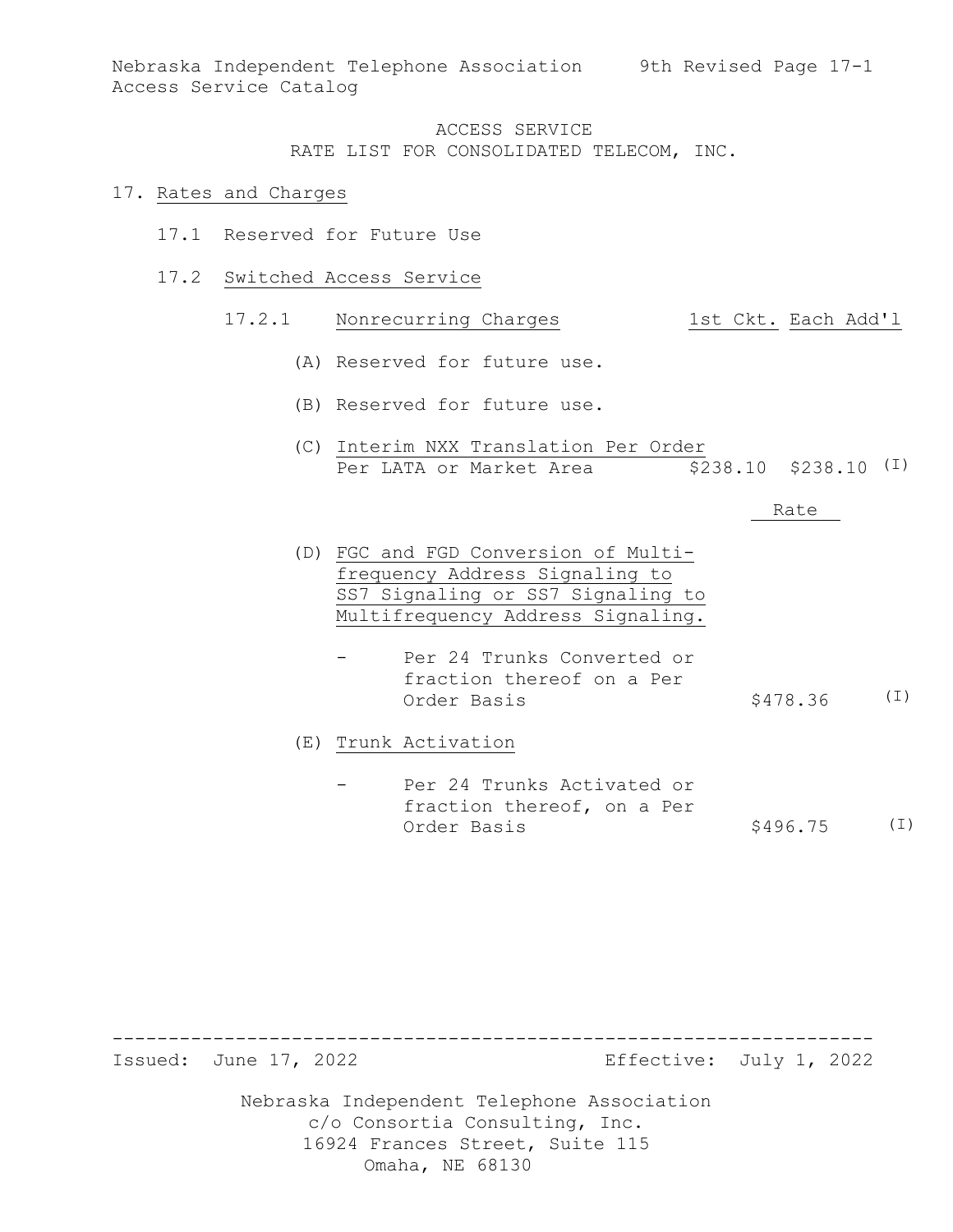# ACCESS SERVICE
## RATE LIST FOR CONSOLIDATED TELECOM, INC.

17. Rates and Charges

17.1 Reserved for Future Use

17.2 Switched Access Service

17.2.1 Nonrecurring Charges

| | 1st Ckt. | Each Add'l | |
|---|---|---|---|
| (A) Reserved for future use. | | | |
| (B) Reserved for future use. | | | |
| (C) Interim NXX Translation Per Order Per LATA or Market Area | $238.10 | $238.10 | (I) |

| | Rate | |
|---|---|---|
| (D) FGC and FGD Conversion of Multi-frequency Address Signaling to SS7 Signaling or SS7 Signaling to Multifrequency Address Signaling. | | |
| - Per 24 Trunks Converted or fraction thereof on a Per Order Basis | $478.36 | (I) |
| (E) Trunk Activation | | |
| - Per 24 Trunks Activated or fraction thereof, on a Per Order Basis | $496.75 | (I) |

Issued: June 17, 2022

Effective: July 1, 2022

Nebraska Independent Telephone Association
c/o Consortia Consulting, Inc.
16924 Frances Street, Suite 115
Omaha, NE 68130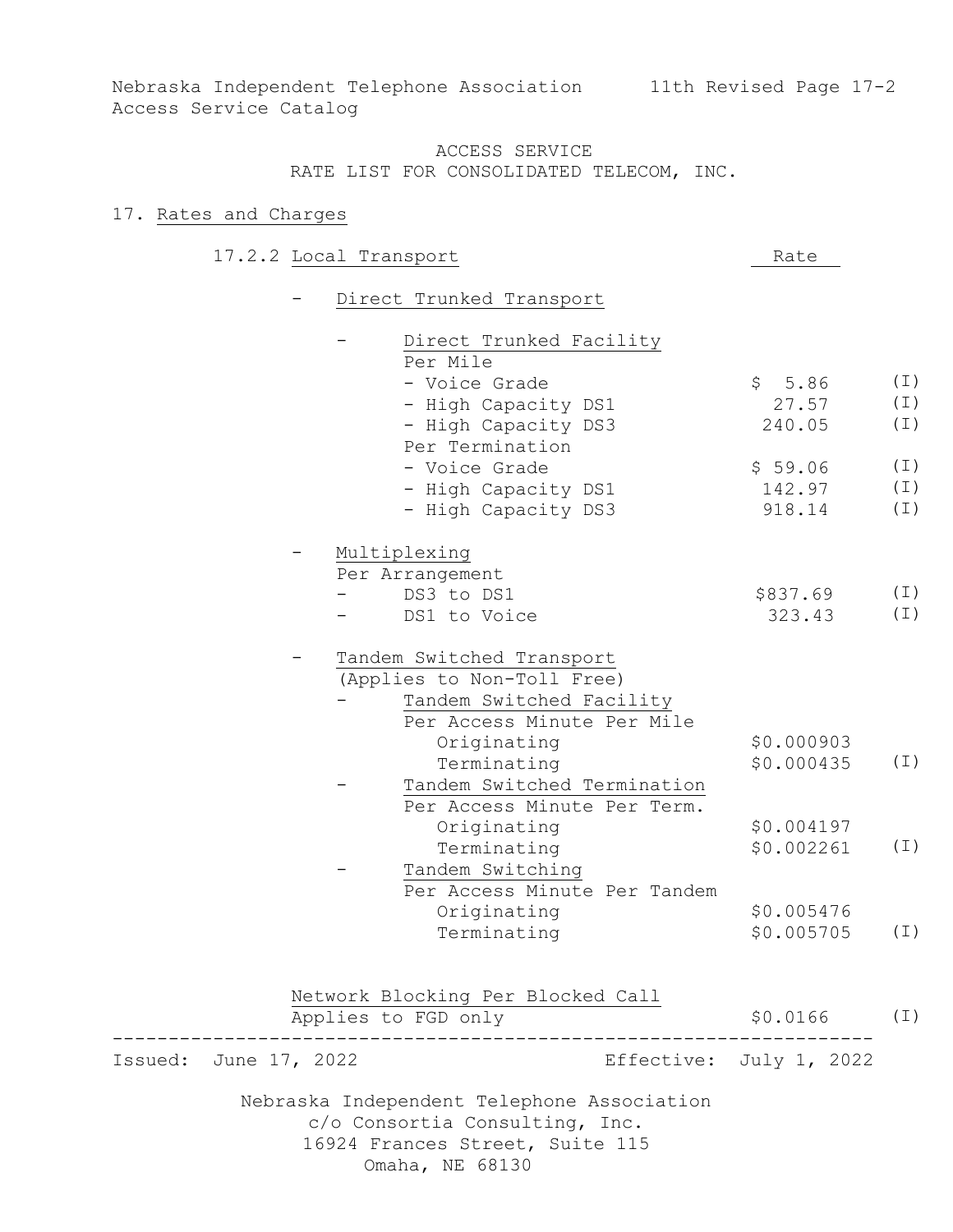Nebraska Independent Telephone Association
Access Service Catalog

11th Revised Page 17-2

ACCESS SERVICE
RATE LIST FOR CONSOLIDATED TELECOM, INC.

## 17. Rates and Charges

### 17.2.2 Local Transport

| | Rate | |
|---|---|---|
| - Direct Trunked Transport | | |
| - Direct Trunked Facility | | |
| Per Mile | | |
| - Voice Grade | $ 5.86 | (I) |
| - High Capacity DS1 | 27.57 | (I) |
| - High Capacity DS3 | 240.05 | (I) |
| Per Termination | | |
| - Voice Grade | $ 59.06 | (I) |
| - High Capacity DS1 | 142.97 | (I) |
| - High Capacity DS3 | 918.14 | (I) |
| - Multiplexing | | |
| Per Arrangement | | |
| - DS3 to DS1 | $837.69 | (I) |
| - DS1 to Voice | 323.43 | (I) |
| - Tandem Switched Transport (Applies to Non-Toll Free) | | |
| - Tandem Switched Facility | | |
| Per Access Minute Per Mile | | |
| Originating | $0.000903 | |
| Terminating | $0.000435 | (I) |
| - Tandem Switched Termination | | |
| Per Access Minute Per Term. | | |
| Originating | $0.004197 | |
| Terminating | $0.002261 | (I) |
| - Tandem Switching | | |
| Per Access Minute Per Tandem | | |
| Originating | $0.005476 | |
| Terminating | $0.005705 | (I) |
| Network Blocking Per Blocked Call | | |
| Applies to FGD only | $0.0166 | (I) |

Issued: June 17, 2022 Effective: July 1, 2022

Nebraska Independent Telephone Association
c/o Consortia Consulting, Inc.
16924 Frances Street, Suite 115
Omaha, NE 68130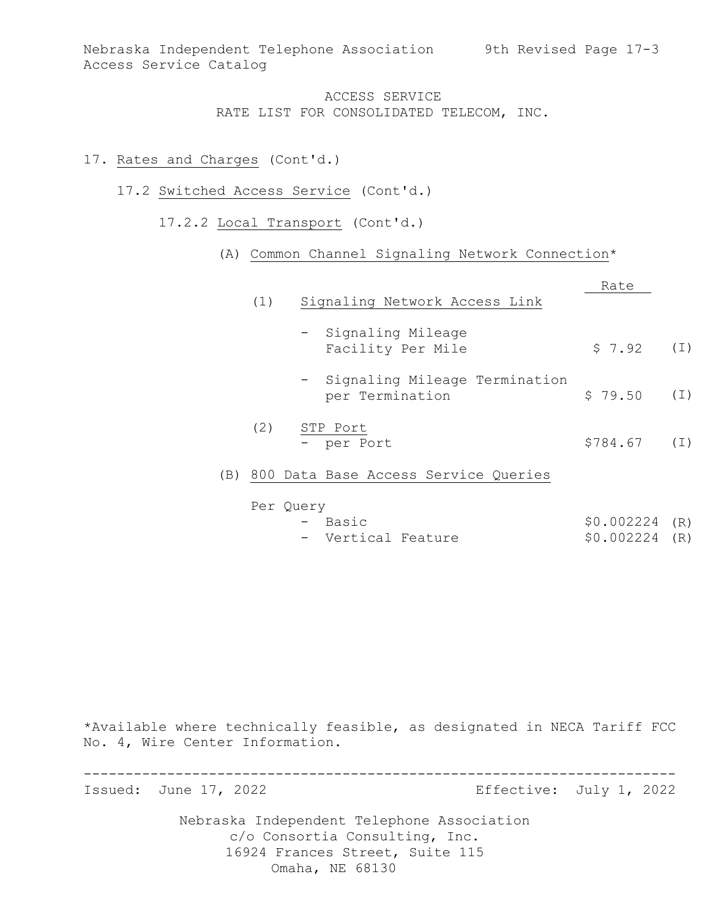# ACCESS SERVICE
## RATE LIST FOR CONSOLIDATED TELECOM, INC.

17. Rates and Charges (Cont'd.)

17.2 Switched Access Service (Cont'd.)

17.2.2 Local Transport (Cont'd.)

(A) Common Channel Signaling Network Connection*

| | Rate | |
|---|---|---|
| (1) Signaling Network Access Link | | |
| - Signaling Mileage Facility Per Mile | $ 7.92 | (I) |
| - Signaling Mileage Termination per Termination | $ 79.50 | (I) |
| (2) STP Port | | |
| - per Port | $784.67 | (I) |

(B) 800 Data Base Access Service Queries

| Per Query | | |
|---|---|---|
| - Basic | $0.002224 | (R) |
| - Vertical Feature | $0.002224 | (R) |

*Available where technically feasible, as designated in NECA Tariff FCC No. 4, Wire Center Information.

Issued: June 17, 2022 Effective: July 1, 2022

Nebraska Independent Telephone Association
c/o Consortia Consulting, Inc.
16924 Frances Street, Suite 115
Omaha, NE 68130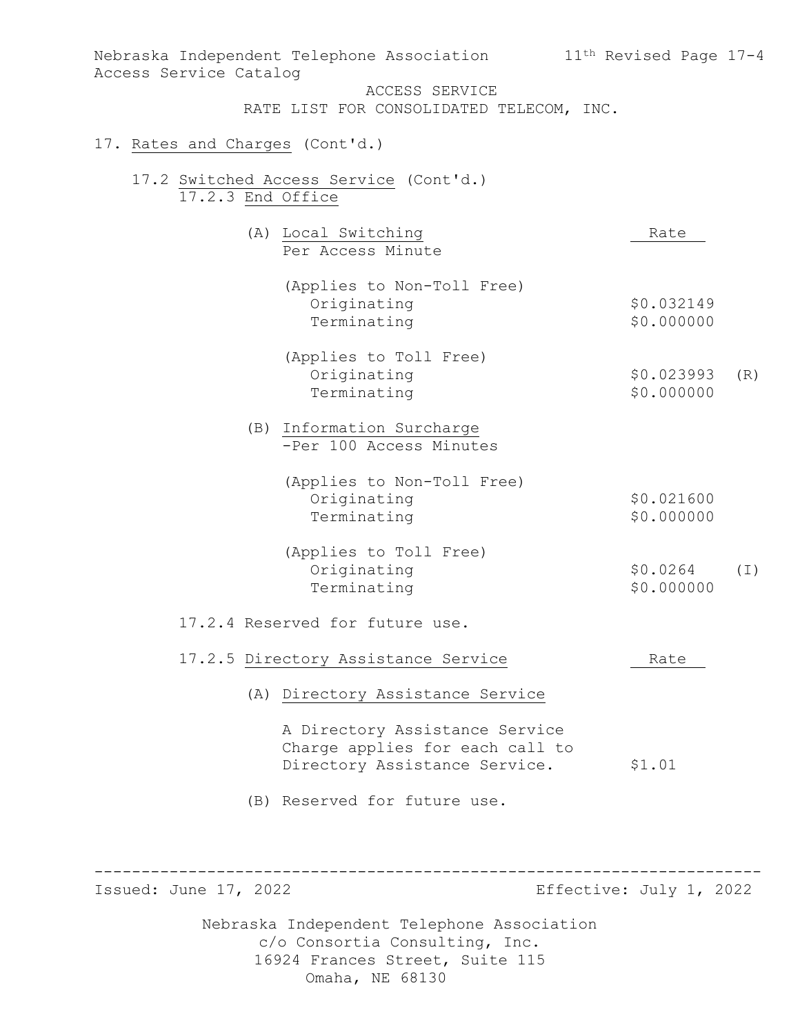ACCESS SERVICE
RATE LIST FOR CONSOLIDATED TELECOM, INC.

17. Rates and Charges (Cont'd.)

17.2 Switched Access Service (Cont'd.)

17.2.3 End Office

(A) Local Switching
Per Access Minute

| | Rate | |
|---|---|---|
| (Applies to Non-Toll Free) | | |
| Originating | $0.032149 | |
| Terminating | $0.000000 | |
| (Applies to Toll Free) | | |
| Originating | $0.023993 | (R) |
| Terminating | $0.000000 | |

(B) Information Surcharge
-Per 100 Access Minutes

| | Rate | |
|---|---|---|
| (Applies to Non-Toll Free) | | |
| Originating | $0.021600 | |
| Terminating | $0.000000 | |
| (Applies to Toll Free) | | |
| Originating | $0.0264 | (I) |
| Terminating | $0.000000 | |

17.2.4 Reserved for future use.

17.2.5 Directory Assistance Service

(A) Directory Assistance Service

| | Rate |
|---|---|
| A Directory Assistance Service Charge applies for each call to Directory Assistance Service. | $1.01 |

(B) Reserved for future use.

Issued: June 17, 2022 Effective: July 1, 2022

Nebraska Independent Telephone Association
c/o Consortia Consulting, Inc.
16924 Frances Street, Suite 115
Omaha, NE 68130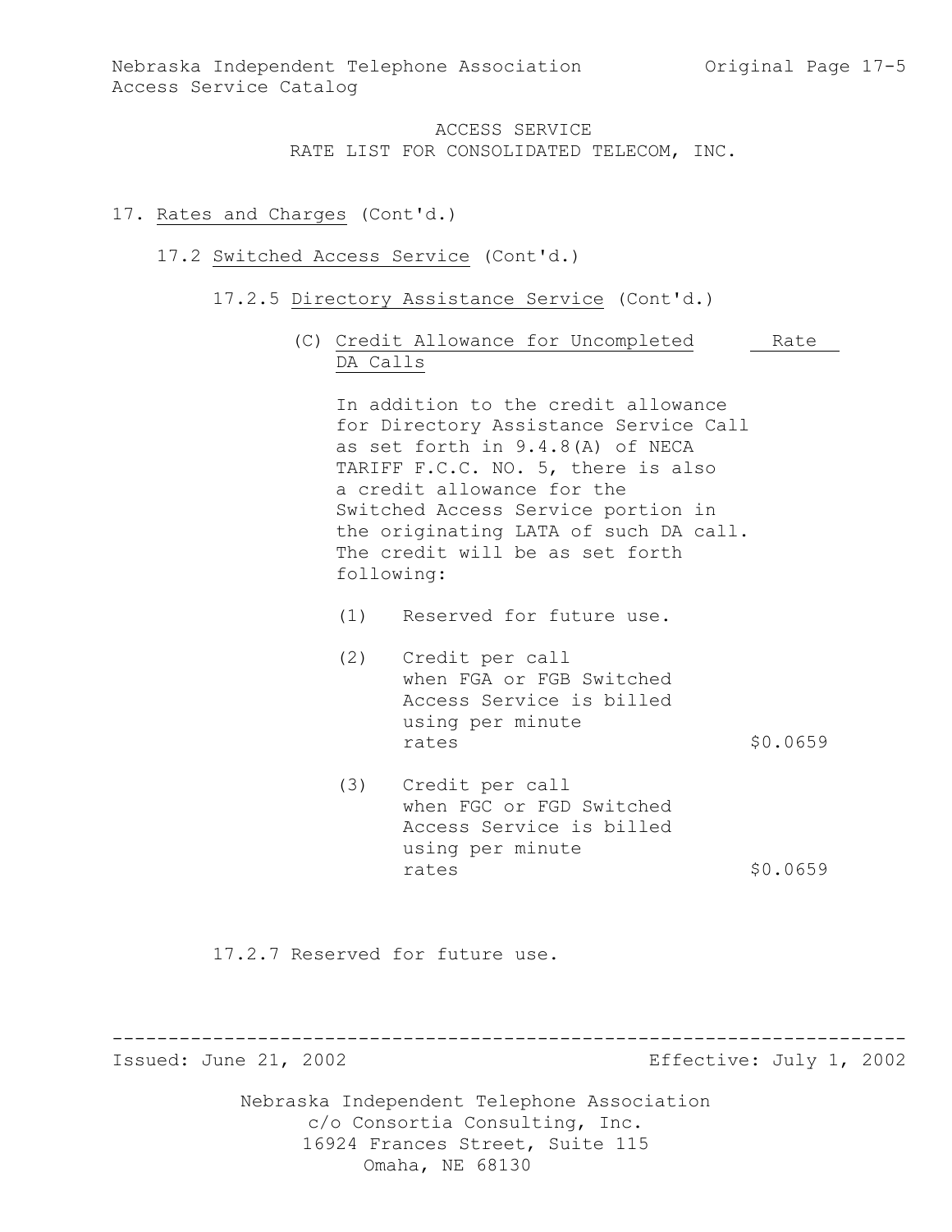ACCESS SERVICE
RATE LIST FOR CONSOLIDATED TELECOM, INC.

17. Rates and Charges (Cont'd.)

17.2 Switched Access Service (Cont'd.)

17.2.5 Directory Assistance Service (Cont'd.)

(C) Credit Allowance for Uncompleted DA Calls

In addition to the credit allowance for Directory Assistance Service Call as set forth in 9.4.8(A) of NECA TARIFF F.C.C. NO. 5, there is also a credit allowance for the Switched Access Service portion in the originating LATA of such DA call. The credit will be as set forth following:

| | Rate |
|---|---|
| (1) Reserved for future use. | |
| (2) Credit per call when FGA or FGB Switched Access Service is billed using per minute rates | $0.0659 |
| (3) Credit per call when FGC or FGD Switched Access Service is billed using per minute rates | $0.0659 |

17.2.7 Reserved for future use.

Issued: June 21, 2002 Effective: July 1, 2002

Nebraska Independent Telephone Association
c/o Consortia Consulting, Inc.
16924 Frances Street, Suite 115
Omaha, NE 68130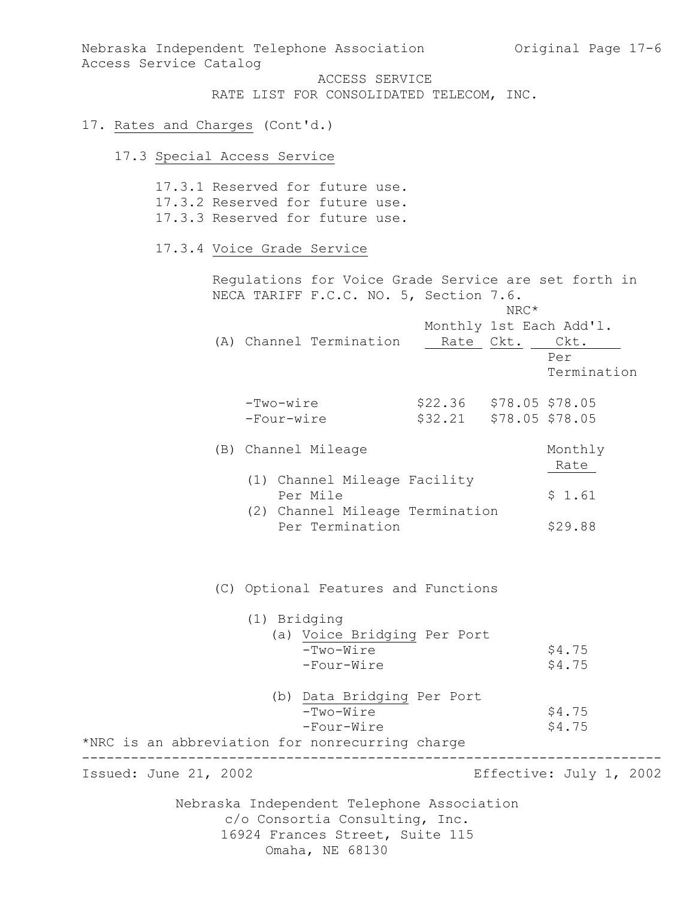ACCESS SERVICE
RATE LIST FOR CONSOLIDATED TELECOM, INC.

17. Rates and Charges (Cont'd.)

## 17.3 Special Access Service

17.3.1 Reserved for future use.
17.3.2 Reserved for future use.
17.3.3 Reserved for future use.

### 17.3.4 Voice Grade Service

Regulations for Voice Grade Service are set forth in NECA TARIFF F.C.C. NO. 5, Section 7.6.

| (A) Channel Termination | Monthly Rate | NRC* 1st Ckt. | NRC* Each Add'l. Ckt. Per Termination |
|---|---|---|---|
| -Two-wire | $22.36 | $78.05 | $78.05 |
| -Four-wire | $32.21 | $78.05 | $78.05 |

| (B) Channel Mileage | Monthly Rate |
|---|---|
| (1) Channel Mileage Facility Per Mile | $ 1.61 |
| (2) Channel Mileage Termination Per Termination | $29.88 |

(C) Optional Features and Functions

(1) Bridging

| | Monthly Rate |
|---|---|
| (a) Voice Bridging Per Port | |
| -Two-Wire | $4.75 |
| -Four-Wire | $4.75 |
| (b) Data Bridging Per Port | |
| -Two-Wire | $4.75 |
| -Four-Wire | $4.75 |

*NRC is an abbreviation for nonrecurring charge

Issued: June 21, 2002 Effective: July 1, 2002

Nebraska Independent Telephone Association
c/o Consortia Consulting, Inc.
16924 Frances Street, Suite 115
Omaha, NE 68130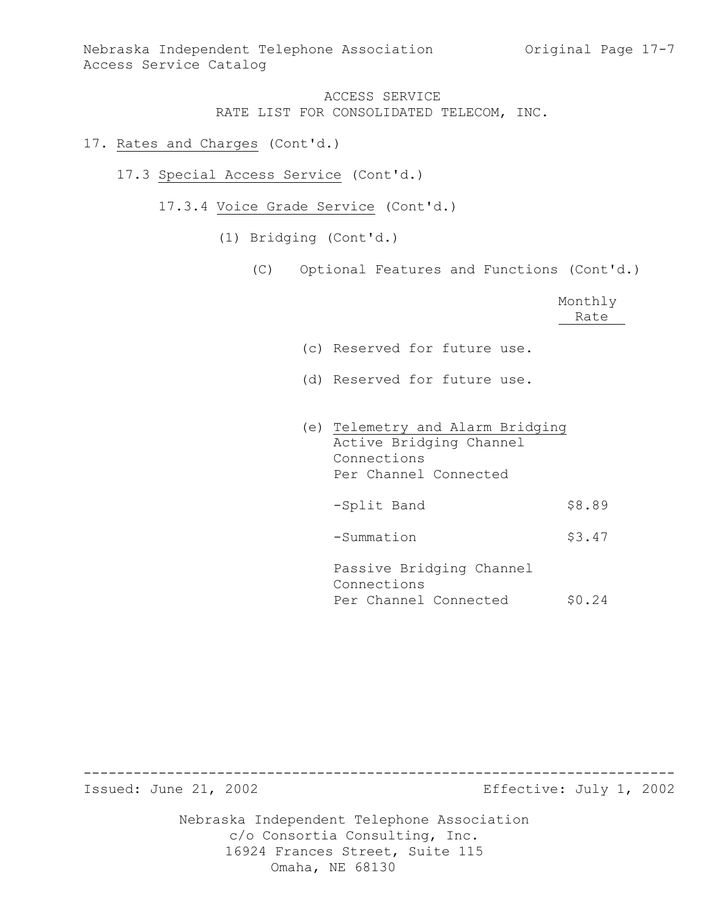ACCESS SERVICE
RATE LIST FOR CONSOLIDATED TELECOM, INC.

17. Rates and Charges (Cont'd.)

17.3 Special Access Service (Cont'd.)

17.3.4 Voice Grade Service (Cont'd.)

(1) Bridging (Cont'd.)

(C) Optional Features and Functions (Cont'd.)

| | Monthly Rate |
|---|---|
| (c) Reserved for future use. | |
| (d) Reserved for future use. | |
| (e) Telemetry and Alarm Bridging<br>Active Bridging Channel Connections<br>Per Channel Connected | |
| -Split Band | $8.89 |
| -Summation | $3.47 |
| Passive Bridging Channel Connections<br>Per Channel Connected | $0.24 |

Issued: June 21, 2002 Effective: July 1, 2002

Nebraska Independent Telephone Association
c/o Consortia Consulting, Inc.
16924 Frances Street, Suite 115
Omaha, NE 68130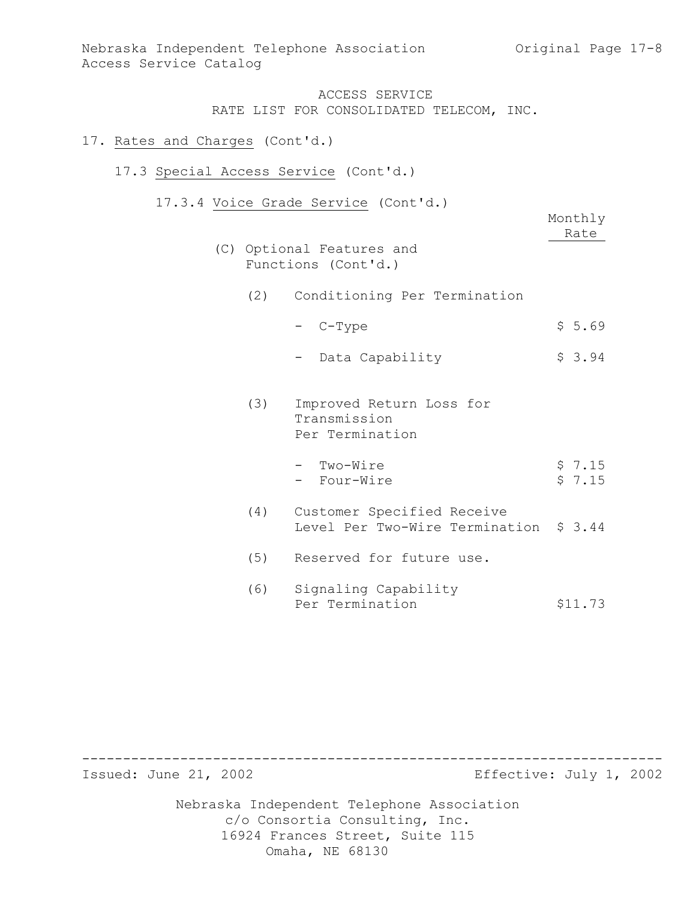ACCESS SERVICE
RATE LIST FOR CONSOLIDATED TELECOM, INC.

17. Rates and Charges (Cont'd.)

17.3 Special Access Service (Cont'd.)

17.3.4 Voice Grade Service (Cont'd.)

| | Monthly Rate |
|---|---|
| (C) Optional Features and Functions (Cont'd.) | |
| (2) Conditioning Per Termination | |
| - C-Type | $ 5.69 |
| - Data Capability | $ 3.94 |
| (3) Improved Return Loss for Transmission Per Termination | |
| - Two-Wire | $ 7.15 |
| - Four-Wire | $ 7.15 |
| (4) Customer Specified Receive Level Per Two-Wire Termination | $ 3.44 |
| (5) Reserved for future use. | |
| (6) Signaling Capability Per Termination | $11.73 |

Issued: June 21, 2002 Effective: July 1, 2002

Nebraska Independent Telephone Association
c/o Consortia Consulting, Inc.
16924 Frances Street, Suite 115
Omaha, NE 68130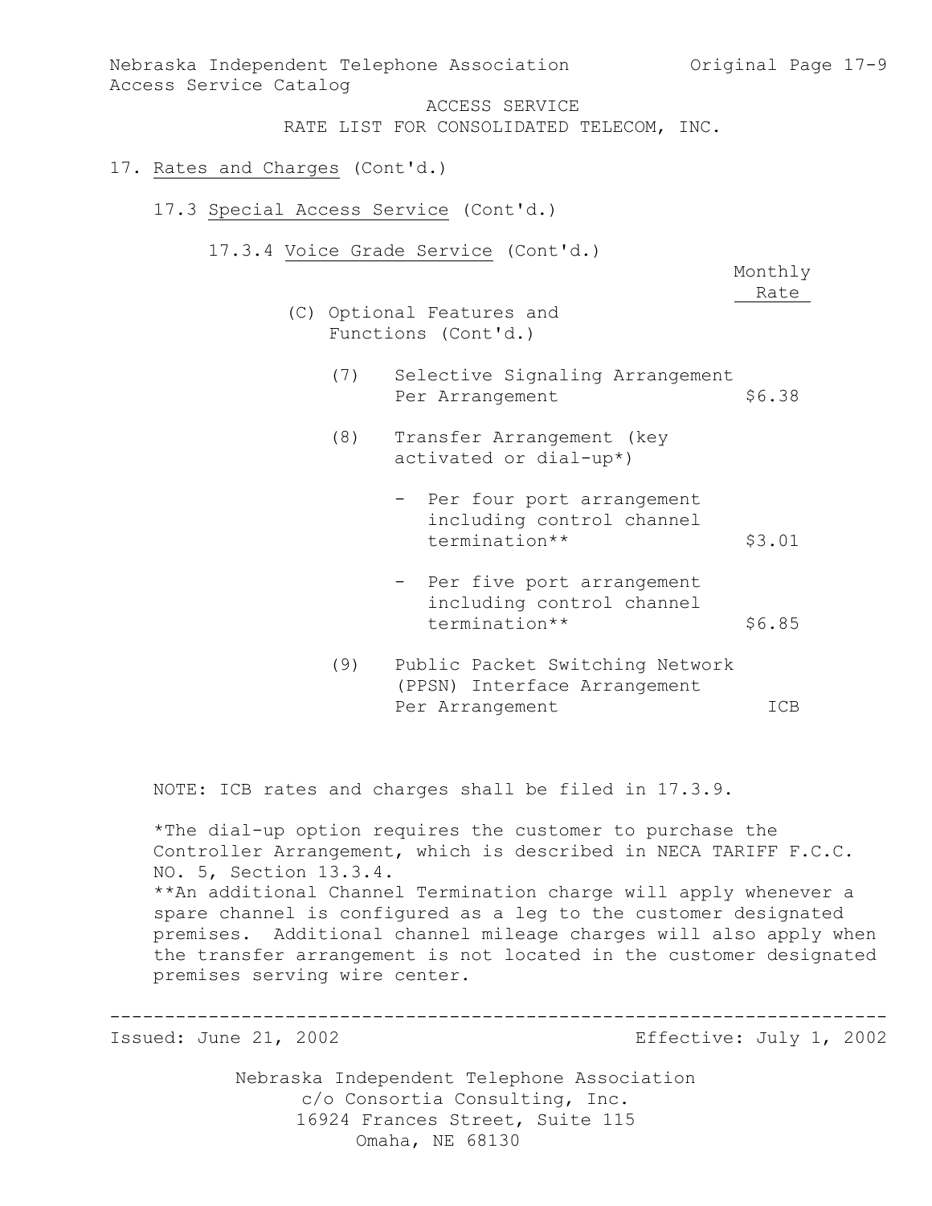ACCESS SERVICE
RATE LIST FOR CONSOLIDATED TELECOM, INC.

17. Rates and Charges (Cont'd.)

17.3 Special Access Service (Cont'd.)

17.3.4 Voice Grade Service (Cont'd.)

| | Monthly Rate |
|---|---|
| (C) Optional Features and Functions (Cont'd.) | |
| (7) Selective Signaling Arrangement Per Arrangement | $6.38 |
| (8) Transfer Arrangement (key activated or dial-up*) | |
| - Per four port arrangement including control channel termination** | $3.01 |
| - Per five port arrangement including control channel termination** | $6.85 |
| (9) Public Packet Switching Network (PPSN) Interface Arrangement Per Arrangement | ICB |

NOTE: ICB rates and charges shall be filed in 17.3.9.

*The dial-up option requires the customer to purchase the Controller Arrangement, which is described in NECA TARIFF F.C.C. NO. 5, Section 13.3.4.

**An additional Channel Termination charge will apply whenever a spare channel is configured as a leg to the customer designated premises. Additional channel mileage charges will also apply when the transfer arrangement is not located in the customer designated premises serving wire center.

Issued: June 21, 2002 Effective: July 1, 2002

Nebraska Independent Telephone Association
c/o Consortia Consulting, Inc.
16924 Frances Street, Suite 115
Omaha, NE 68130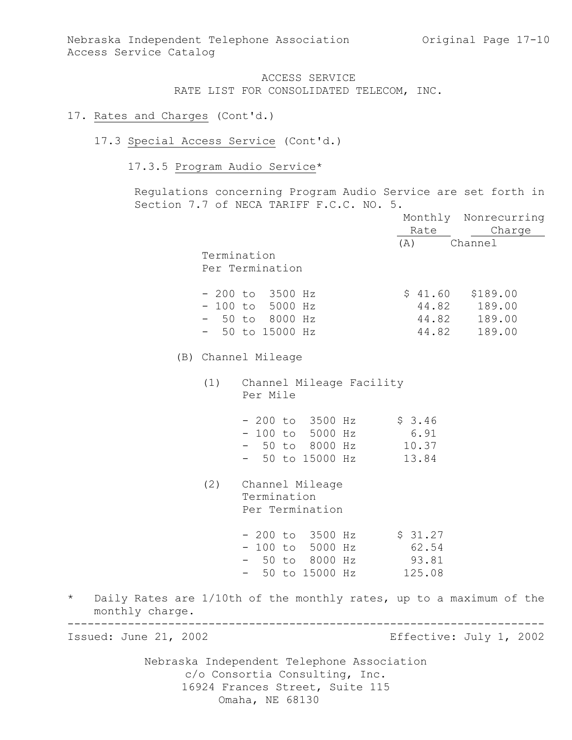ACCESS SERVICE
RATE LIST FOR CONSOLIDATED TELECOM, INC.

17. Rates and Charges (Cont'd.)

17.3 Special Access Service (Cont'd.)

17.3.5 Program Audio Service*

Regulations concerning Program Audio Service are set forth in Section 7.7 of NECA TARIFF F.C.C. NO. 5.

| | Monthly Rate | Nonrecurring Charge |
|---|---|---|
| (A) Channel Termination Per Termination | | |
| - 200 to 3500 Hz | $ 41.60 | $189.00 |
| - 100 to 5000 Hz | 44.82 | 189.00 |
| - 50 to 8000 Hz | 44.82 | 189.00 |
| - 50 to 15000 Hz | 44.82 | 189.00 |

(B) Channel Mileage

(1) Channel Mileage Facility Per Mile

| | Monthly Rate |
|---|---|
| - 200 to 3500 Hz | $ 3.46 |
| - 100 to 5000 Hz | 6.91 |
| - 50 to 8000 Hz | 10.37 |
| - 50 to 15000 Hz | 13.84 |

(2) Channel Mileage Termination Per Termination

| | Monthly Rate |
|---|---|
| - 200 to 3500 Hz | $ 31.27 |
| - 100 to 5000 Hz | 62.54 |
| - 50 to 8000 Hz | 93.81 |
| - 50 to 15000 Hz | 125.08 |

\* Daily Rates are 1/10th of the monthly rates, up to a maximum of the monthly charge.

Issued: June 21, 2002 Effective: July 1, 2002

Nebraska Independent Telephone Association
c/o Consortia Consulting, Inc.
16924 Frances Street, Suite 115
Omaha, NE 68130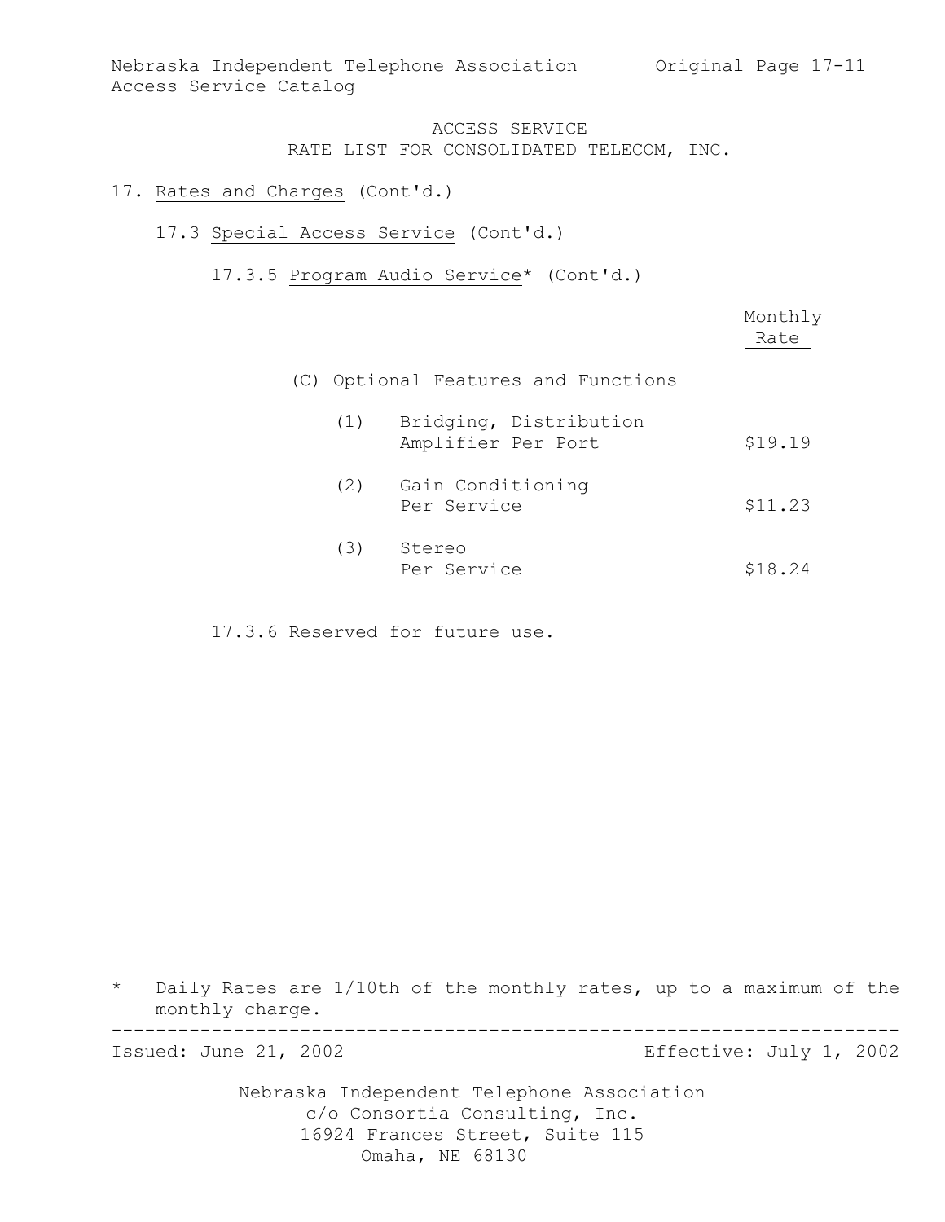ACCESS SERVICE
RATE LIST FOR CONSOLIDATED TELECOM, INC.

17. Rates and Charges (Cont'd.)

17.3 Special Access Service (Cont'd.)

17.3.5 Program Audio Service* (Cont'd.)

| | Monthly Rate |
|---|---|
| (C) Optional Features and Functions | |
| (1) Bridging, Distribution Amplifier Per Port | $19.19 |
| (2) Gain Conditioning Per Service | $11.23 |
| (3) Stereo Per Service | $18.24 |

17.3.6 Reserved for future use.

\* Daily Rates are 1/10th of the monthly rates, up to a maximum of the monthly charge.

Issued: June 21, 2002 Effective: July 1, 2002

Nebraska Independent Telephone Association
c/o Consortia Consulting, Inc.
16924 Frances Street, Suite 115
Omaha, NE 68130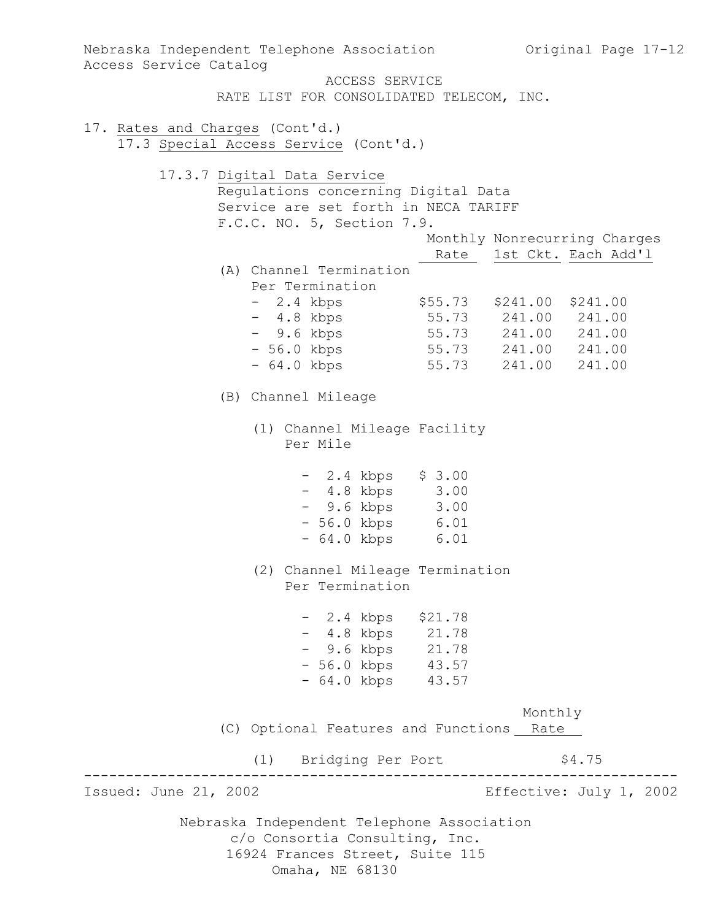ACCESS SERVICE
RATE LIST FOR CONSOLIDATED TELECOM, INC.

17. Rates and Charges (Cont'd.)

17.3 Special Access Service (Cont'd.)

17.3.7 Digital Data Service

Regulations concerning Digital Data Service are set forth in NECA TARIFF F.C.C. NO. 5, Section 7.9.

| | Monthly Rate | Nonrecurring Charges 1st Ckt. | Nonrecurring Charges Each Add'l |
|---|---|---|---|
| (A) Channel Termination Per Termination | | | |
| - 2.4 kbps | $55.73 | $241.00 | $241.00 |
| - 4.8 kbps | 55.73 | 241.00 | 241.00 |
| - 9.6 kbps | 55.73 | 241.00 | 241.00 |
| - 56.0 kbps | 55.73 | 241.00 | 241.00 |
| - 64.0 kbps | 55.73 | 241.00 | 241.00 |

(B) Channel Mileage

(1) Channel Mileage Facility Per Mile

| | Monthly Rate |
|---|---|
| - 2.4 kbps | $ 3.00 |
| - 4.8 kbps | 3.00 |
| - 9.6 kbps | 3.00 |
| - 56.0 kbps | 6.01 |
| - 64.0 kbps | 6.01 |

(2) Channel Mileage Termination Per Termination

| | Monthly Rate |
|---|---|
| - 2.4 kbps | $21.78 |
| - 4.8 kbps | 21.78 |
| - 9.6 kbps | 21.78 |
| - 56.0 kbps | 43.57 |
| - 64.0 kbps | 43.57 |

| (C) Optional Features and Functions | Monthly Rate |
|---|---|
| (1) Bridging Per Port | $4.75 |

Issued: June 21, 2002 Effective: July 1, 2002

Nebraska Independent Telephone Association
c/o Consortia Consulting, Inc.
16924 Frances Street, Suite 115
Omaha, NE 68130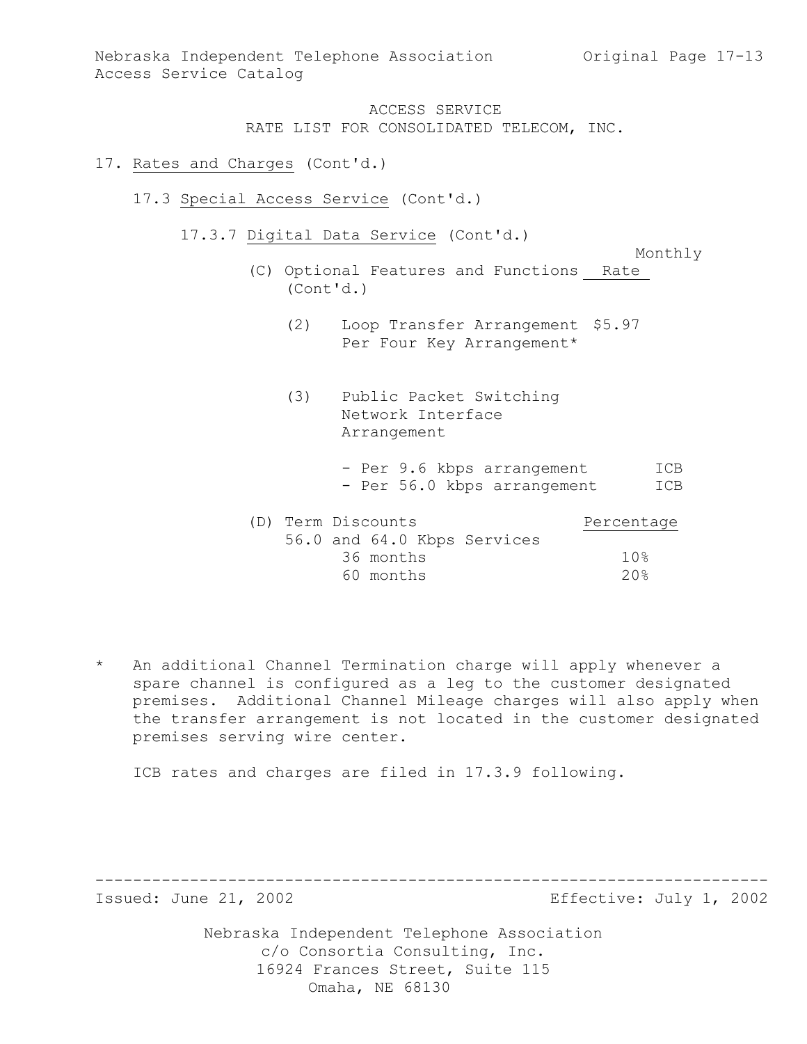ACCESS SERVICE
RATE LIST FOR CONSOLIDATED TELECOM, INC.

17. Rates and Charges (Cont'd.)

17.3 Special Access Service (Cont'd.)

17.3.7 Digital Data Service (Cont'd.)

| (C) Optional Features and Functions (Cont'd.) | Monthly Rate |
|---|---|
| (2) Loop Transfer Arrangement Per Four Key Arrangement* | $5.97 |
| (3) Public Packet Switching Network Interface Arrangement | |
| - Per 9.6 kbps arrangement | ICB |
| - Per 56.0 kbps arrangement | ICB |

| (D) Term Discounts | Percentage |
|---|---|
| 56.0 and 64.0 Kbps Services | |
| 36 months | 10% |
| 60 months | 20% |

\* An additional Channel Termination charge will apply whenever a spare channel is configured as a leg to the customer designated premises. Additional Channel Mileage charges will also apply when the transfer arrangement is not located in the customer designated premises serving wire center.

ICB rates and charges are filed in 17.3.9 following.

Issued: June 21, 2002 Effective: July 1, 2002

Nebraska Independent Telephone Association
c/o Consortia Consulting, Inc.
16924 Frances Street, Suite 115
Omaha, NE 68130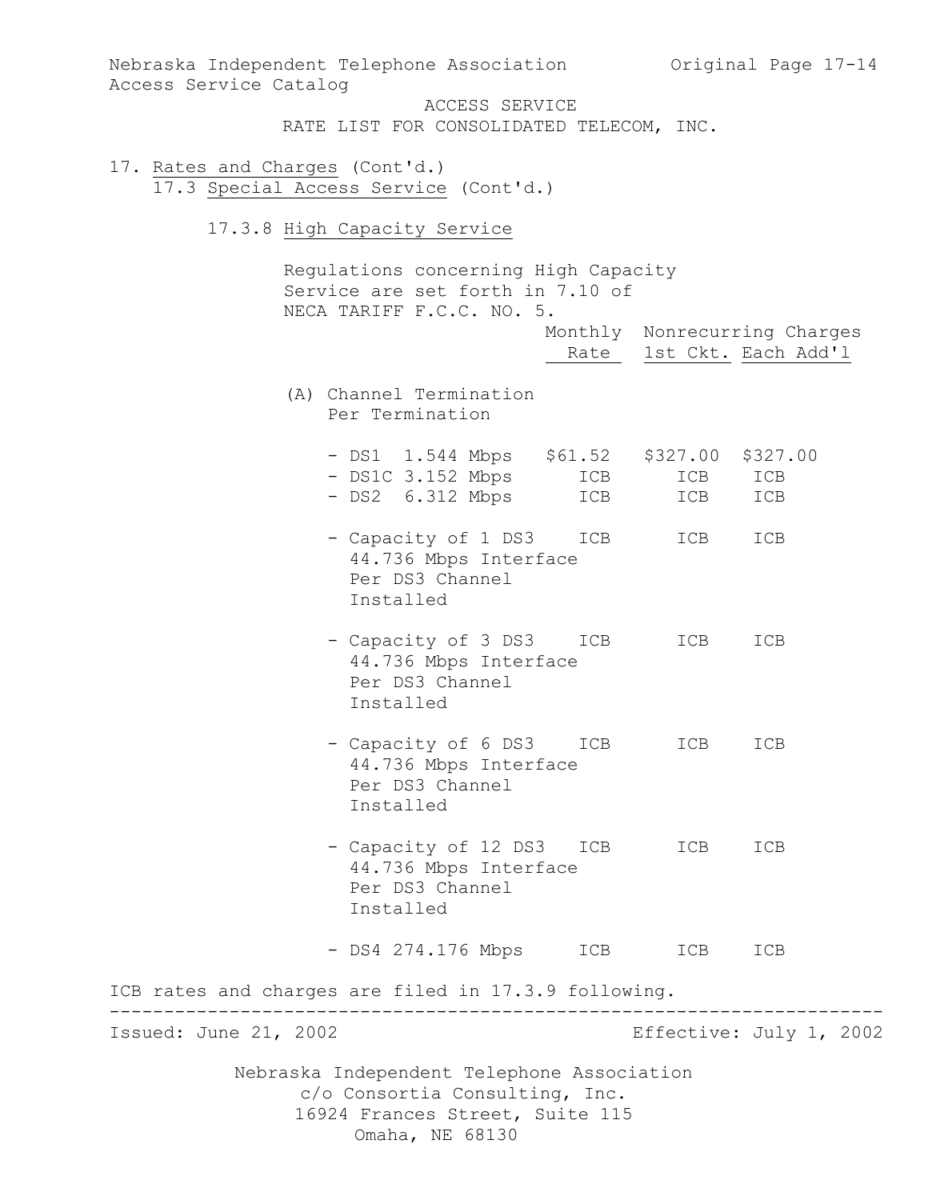ACCESS SERVICE
RATE LIST FOR CONSOLIDATED TELECOM, INC.

17. Rates and Charges (Cont'd.)

17.3 Special Access Service (Cont'd.)

17.3.8 High Capacity Service

Regulations concerning High Capacity Service are set forth in 7.10 of NECA TARIFF F.C.C. NO. 5.

| | Monthly Rate | Nonrecurring Charges 1st Ckt. | Nonrecurring Charges Each Add'l |
|---|---|---|---|
| (A) Channel Termination Per Termination | | | |
| - DS1 1.544 Mbps | $61.52 | $327.00 | $327.00 |
| - DS1C 3.152 Mbps | ICB | ICB | ICB |
| - DS2 6.312 Mbps | ICB | ICB | ICB |
| - Capacity of 1 DS3 44.736 Mbps Interface Per DS3 Channel Installed | ICB | ICB | ICB |
| - Capacity of 3 DS3 44.736 Mbps Interface Per DS3 Channel Installed | ICB | ICB | ICB |
| - Capacity of 6 DS3 44.736 Mbps Interface Per DS3 Channel Installed | ICB | ICB | ICB |
| - Capacity of 12 DS3 44.736 Mbps Interface Per DS3 Channel Installed | ICB | ICB | ICB |
| - DS4 274.176 Mbps | ICB | ICB | ICB |

ICB rates and charges are filed in 17.3.9 following.

Issued: June 21, 2002 Effective: July 1, 2002

Nebraska Independent Telephone Association
c/o Consortia Consulting, Inc.
16924 Frances Street, Suite 115
Omaha, NE 68130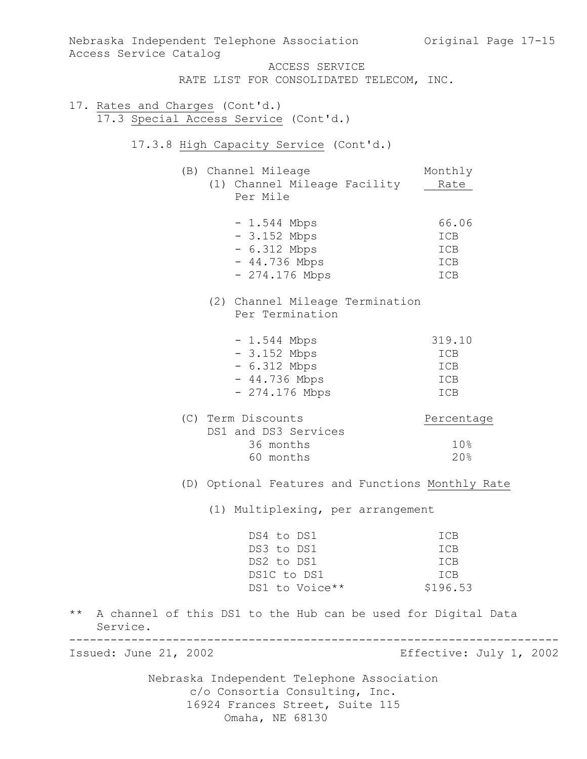ACCESS SERVICE
RATE LIST FOR CONSOLIDATED TELECOM, INC.

17. Rates and Charges (Cont'd.)
    17.3 Special Access Service (Cont'd.)

#### 17.3.8 High Capacity Service (Cont'd.)

(B) Channel Mileage

(1) Channel Mileage Facility Per Mile

| | Monthly Rate |
|---|---|
| - 1.544 Mbps | 66.06 |
| - 3.152 Mbps | ICB |
| - 6.312 Mbps | ICB |
| - 44.736 Mbps | ICB |
| - 274.176 Mbps | ICB |

(2) Channel Mileage Termination Per Termination

| | Monthly Rate |
|---|---|
| - 1.544 Mbps | 319.10 |
| - 3.152 Mbps | ICB |
| - 6.312 Mbps | ICB |
| - 44.736 Mbps | ICB |
| - 274.176 Mbps | ICB |

(C) Term Discounts DS1 and DS3 Services

| | Percentage |
|---|---|
| 36 months | 10% |
| 60 months | 20% |

(D) Optional Features and Functions

(1) Multiplexing, per arrangement

| | Monthly Rate |
|---|---|
| DS4 to DS1 | ICB |
| DS3 to DS1 | ICB |
| DS2 to DS1 | ICB |
| DS1C to DS1 | ICB |
| DS1 to Voice** | $196.53 |

** A channel of this DS1 to the Hub can be used for Digital Data Service.

Issued: June 21, 2002 Effective: July 1, 2002

Nebraska Independent Telephone Association
c/o Consortia Consulting, Inc.
16924 Frances Street, Suite 115
Omaha, NE 68130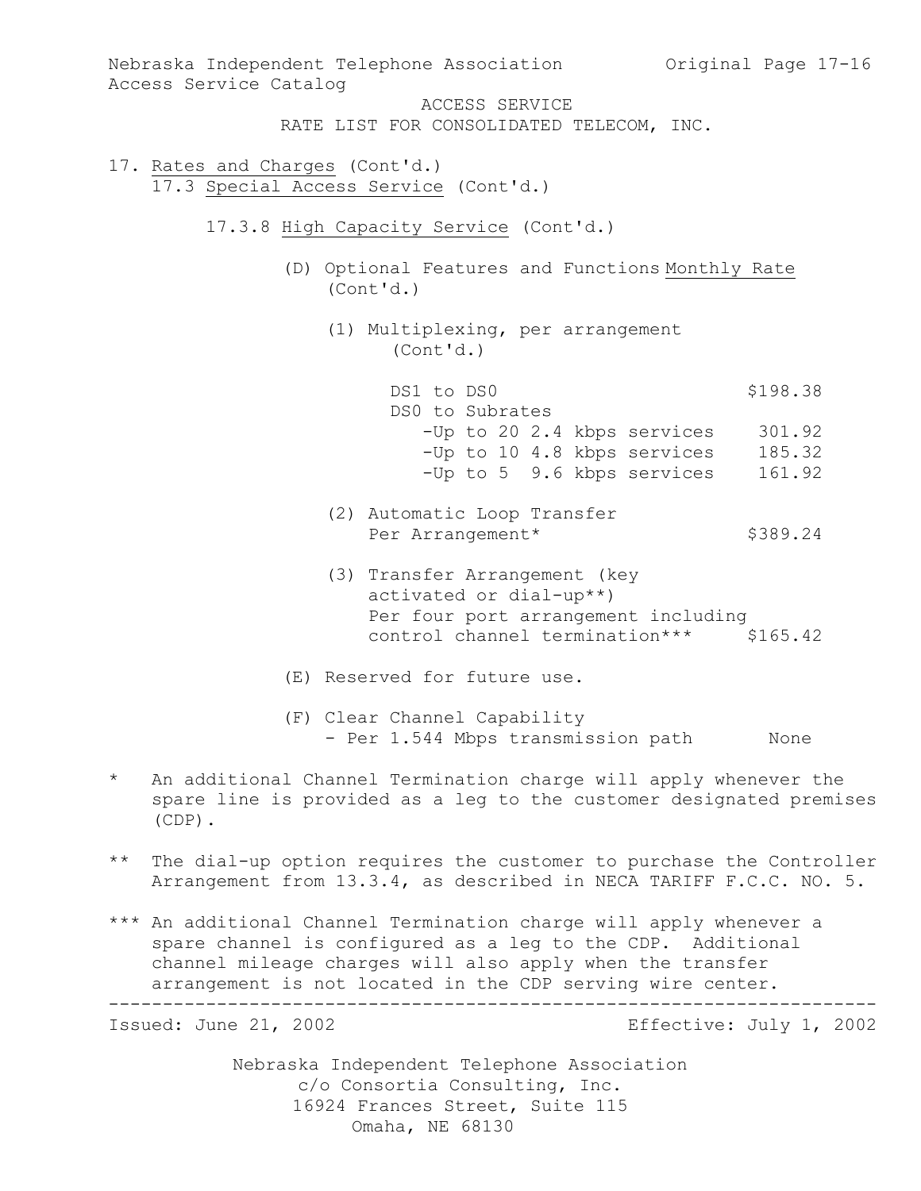ACCESS SERVICE
RATE LIST FOR CONSOLIDATED TELECOM, INC.

17. Rates and Charges (Cont'd.)

17.3 Special Access Service (Cont'd.)

17.3.8 High Capacity Service (Cont'd.)

(D) Optional Features and Functions (Cont'd.)

| | Monthly Rate |
|---|---|
| (1) Multiplexing, per arrangement (Cont'd.) | |
| DS1 to DS0 | $198.38 |
| DS0 to Subrates | |
| -Up to 20 2.4 kbps services | 301.92 |
| -Up to 10 4.8 kbps services | 185.32 |
| -Up to 5 9.6 kbps services | 161.92 |
| (2) Automatic Loop Transfer Per Arrangement* | $389.24 |
| (3) Transfer Arrangement (key activated or dial-up**) Per four port arrangement including control channel termination*** | $165.42 |

(E) Reserved for future use.

(F) Clear Channel Capability
- Per 1.544 Mbps transmission path — None

\* An additional Channel Termination charge will apply whenever the spare line is provided as a leg to the customer designated premises (CDP).

\*\* The dial-up option requires the customer to purchase the Controller Arrangement from 13.3.4, as described in NECA TARIFF F.C.C. NO. 5.

\*\*\* An additional Channel Termination charge will apply whenever a spare channel is configured as a leg to the CDP. Additional channel mileage charges will also apply when the transfer arrangement is not located in the CDP serving wire center.

Issued: June 21, 2002 Effective: July 1, 2002

Nebraska Independent Telephone Association
c/o Consortia Consulting, Inc.
16924 Frances Street, Suite 115
Omaha, NE 68130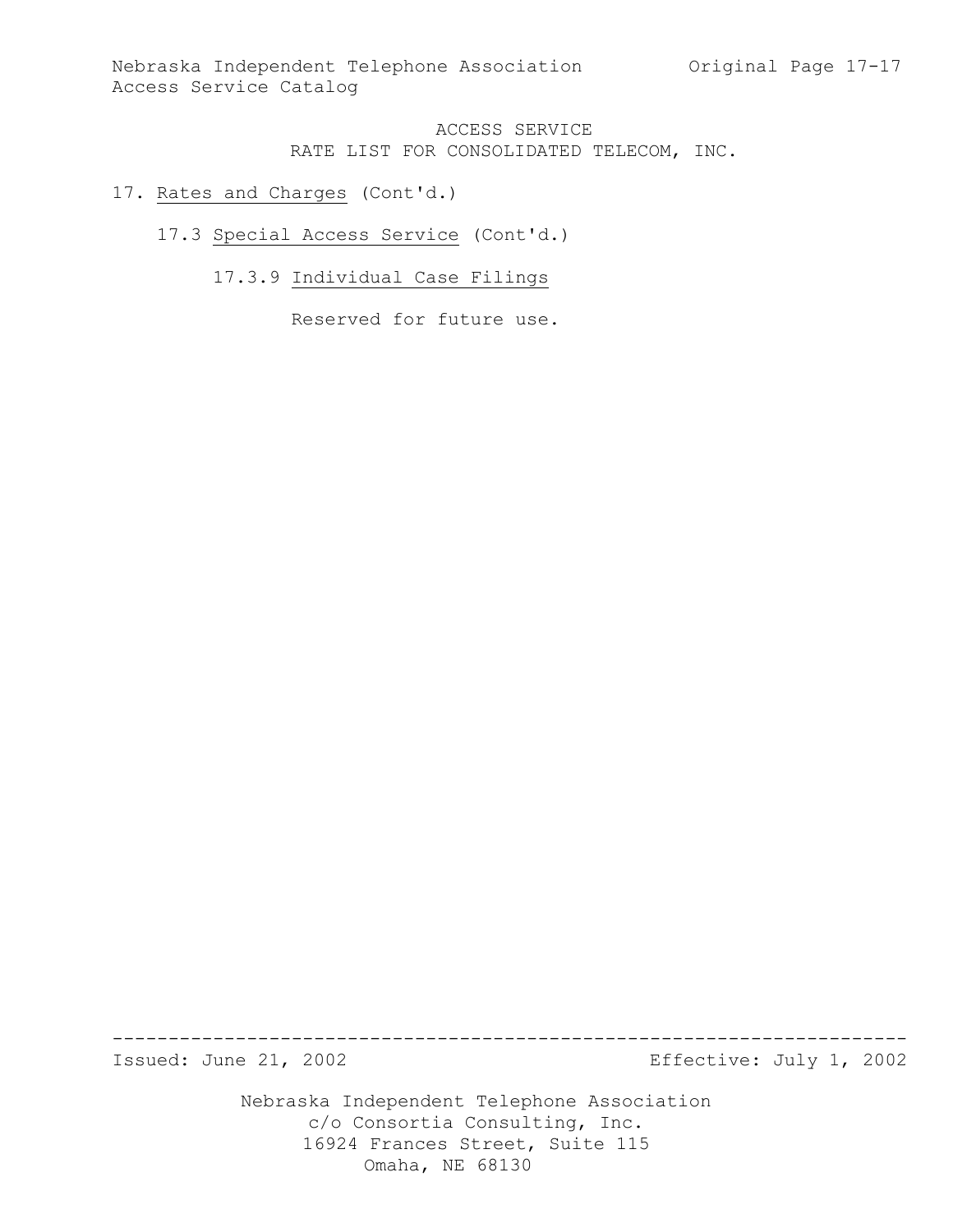ACCESS SERVICE
RATE LIST FOR CONSOLIDATED TELECOM, INC.

17. Rates and Charges (Cont'd.)

17.3 Special Access Service (Cont'd.)

17.3.9 Individual Case Filings

Reserved for future use.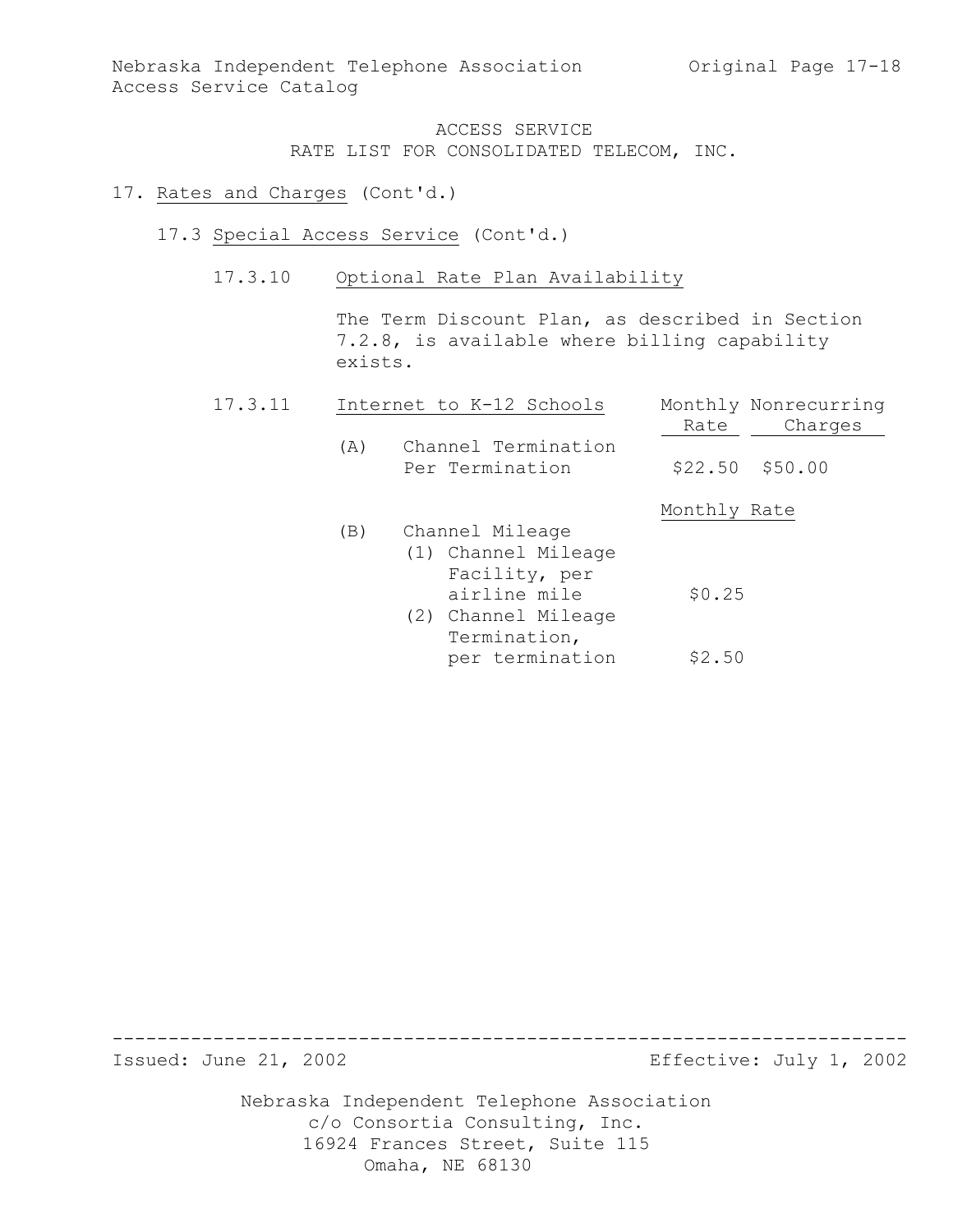ACCESS SERVICE
RATE LIST FOR CONSOLIDATED TELECOM, INC.

17. Rates and Charges (Cont'd.)

17.3 Special Access Service (Cont'd.)

17.3.10 Optional Rate Plan Availability

The Term Discount Plan, as described in Section 7.2.8, is available where billing capability exists.

17.3.11 Internet to K-12 Schools

| | Monthly Rate | Nonrecurring Charges |
|---|---|---|
| (A) Channel Termination Per Termination | $22.50 | $50.00 |

| | Monthly Rate |
|---|---|
| (B) Channel Mileage | |
| (1) Channel Mileage Facility, per airline mile | $0.25 |
| (2) Channel Mileage Termination, per termination | $2.50 |

Issued: June 21, 2002 Effective: July 1, 2002

Nebraska Independent Telephone Association
c/o Consortia Consulting, Inc.
16924 Frances Street, Suite 115
Omaha, NE 68130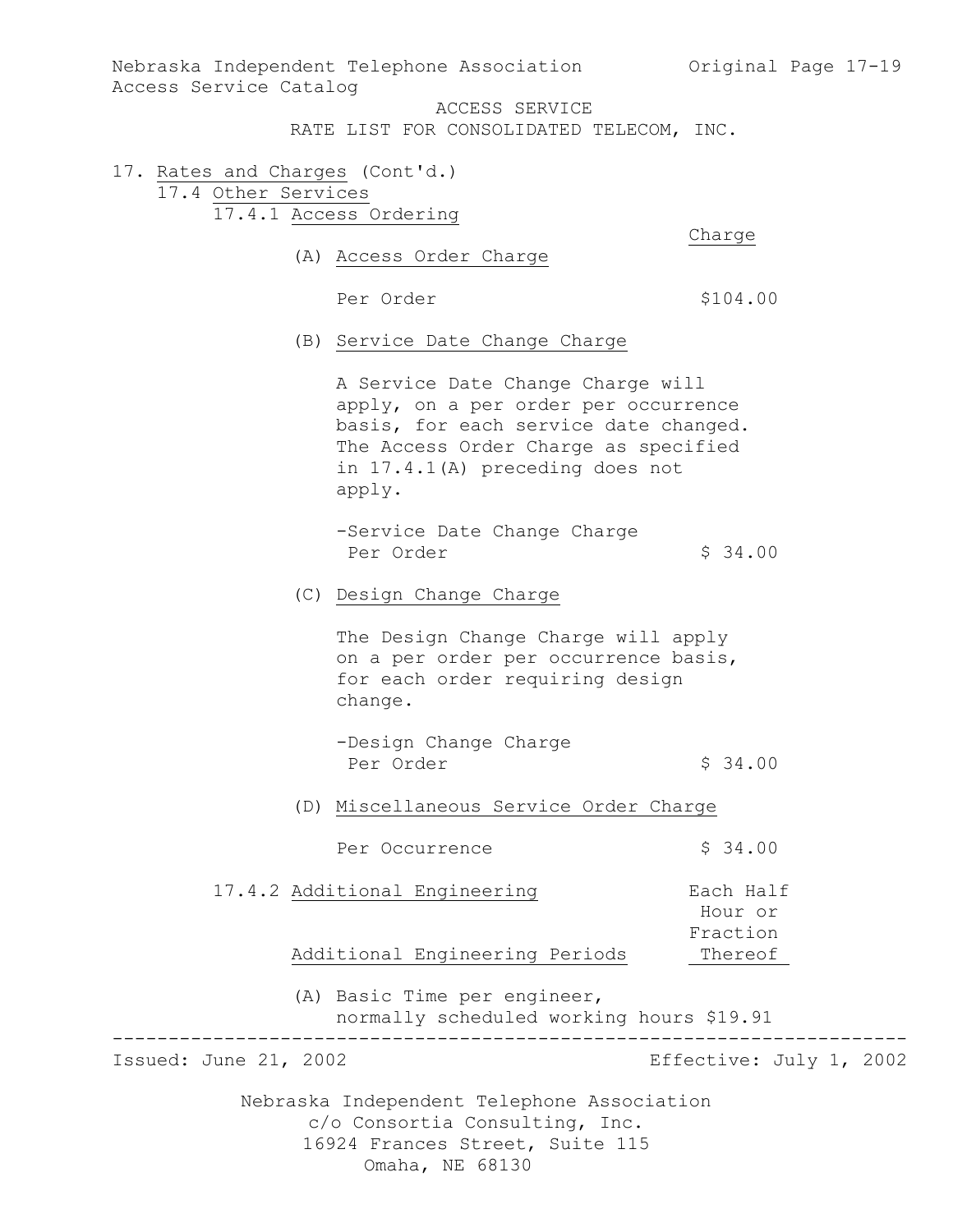ACCESS SERVICE
RATE LIST FOR CONSOLIDATED TELECOM, INC.

17. Rates and Charges (Cont'd.)

17.4 Other Services

17.4.1 Access Ordering

| | Charge |
|---|---|
| (A) Access Order Charge | |
| Per Order | $104.00 |

(B) Service Date Change Charge

A Service Date Change Charge will apply, on a per order per occurrence basis, for each service date changed. The Access Order Charge as specified in 17.4.1(A) preceding does not apply.

| | |
|---|---|
| -Service Date Change Charge Per Order | $ 34.00 |

(C) Design Change Charge

The Design Change Charge will apply on a per order per occurrence basis, for each order requiring design change.

| | |
|---|---|
| -Design Change Charge Per Order | $ 34.00 |

(D) Miscellaneous Service Order Charge

| | |
|---|---|
| Per Occurrence | $ 34.00 |

17.4.2 Additional Engineering

| Additional Engineering Periods | Each Half Hour or Fraction Thereof |
|---|---|
| (A) Basic Time per engineer, normally scheduled working hours | $19.91 |

Issued: June 21, 2002 Effective: July 1, 2002

Nebraska Independent Telephone Association
c/o Consortia Consulting, Inc.
16924 Frances Street, Suite 115
Omaha, NE 68130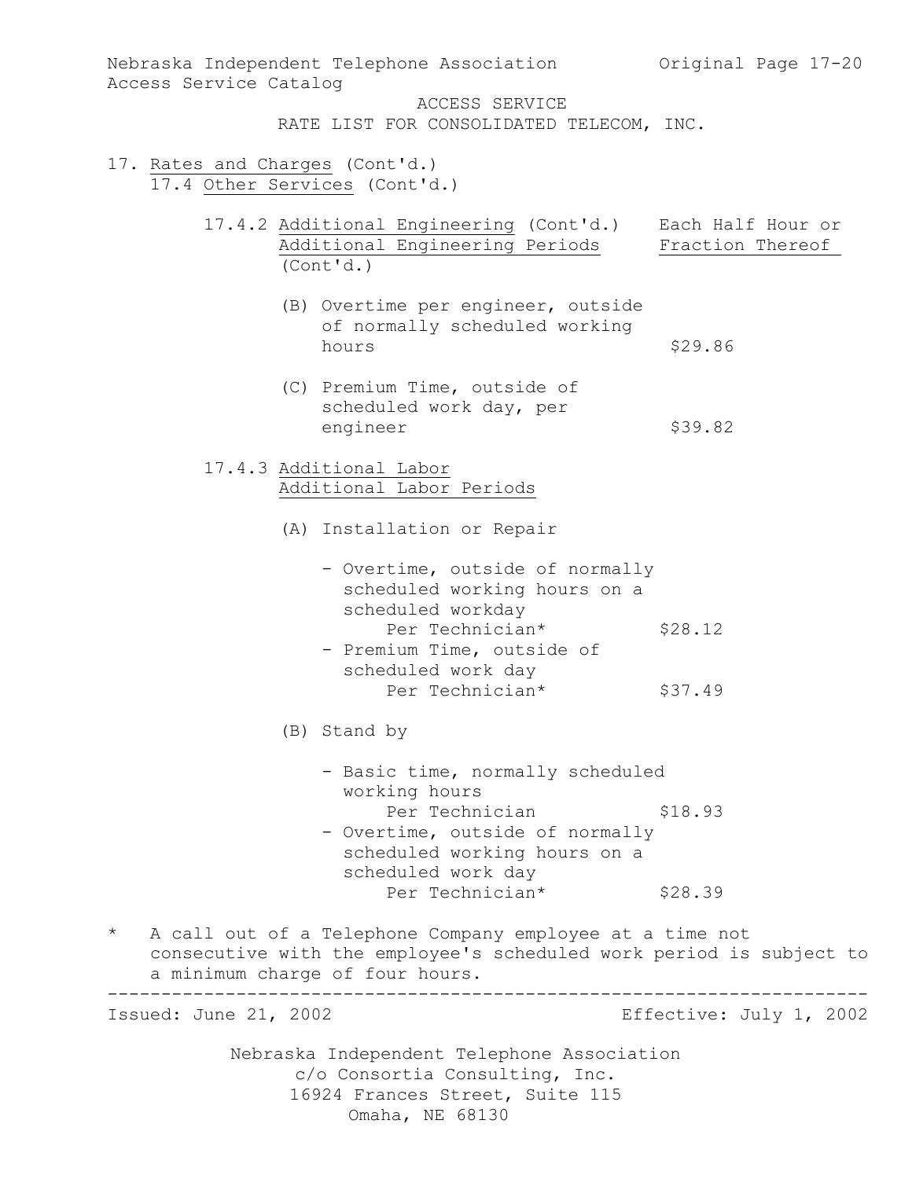ACCESS SERVICE
RATE LIST FOR CONSOLIDATED TELECOM, INC.

17. Rates and Charges (Cont'd.)
    17.4 Other Services (Cont'd.)

17.4.2 Additional Engineering (Cont'd.)
Additional Engineering Periods (Cont'd.)

| | Each Half Hour or Fraction Thereof |
|---|---|
| (B) Overtime per engineer, outside of normally scheduled working hours | $29.86 |
| (C) Premium Time, outside of scheduled work day, per engineer | $39.82 |

17.4.3 Additional Labor
Additional Labor Periods

(A) Installation or Repair

| | |
|---|---|
| - Overtime, outside of normally scheduled working hours on a scheduled workday Per Technician* | $28.12 |
| - Premium Time, outside of scheduled work day Per Technician* | $37.49 |

(B) Stand by

| | |
|---|---|
| - Basic time, normally scheduled working hours Per Technician | $18.93 |
| - Overtime, outside of normally scheduled working hours on a scheduled work day Per Technician* | $28.39 |

\* A call out of a Telephone Company employee at a time not consecutive with the employee's scheduled work period is subject to a minimum charge of four hours.

Issued: June 21, 2002 Effective: July 1, 2002

Nebraska Independent Telephone Association
c/o Consortia Consulting, Inc.
16924 Frances Street, Suite 115
Omaha, NE 68130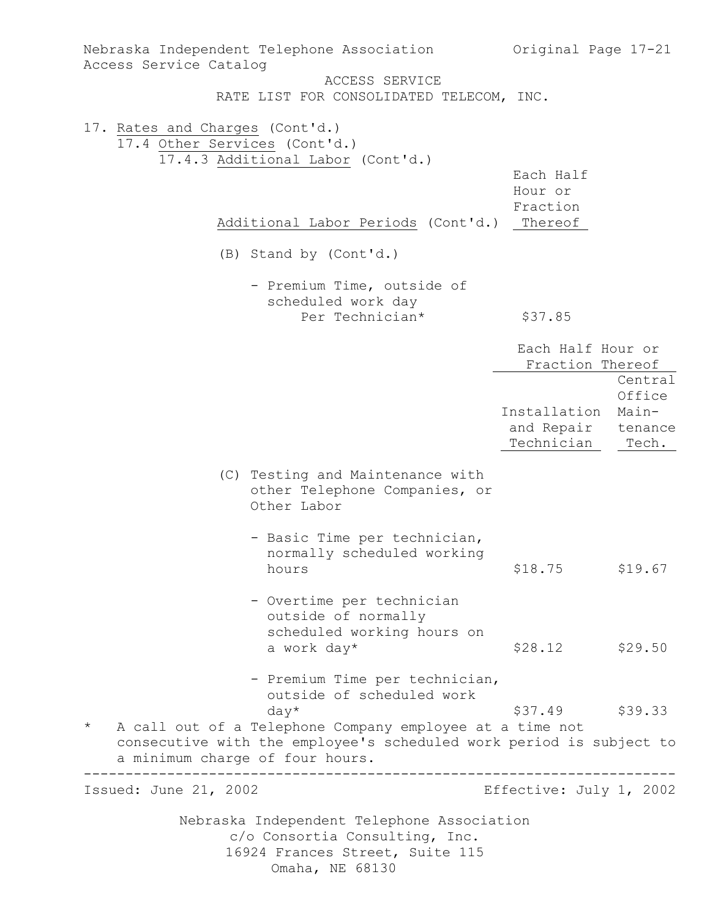ACCESS SERVICE
RATE LIST FOR CONSOLIDATED TELECOM, INC.

17. Rates and Charges (Cont'd.)
    17.4 Other Services (Cont'd.)
        17.4.3 Additional Labor (Cont'd.)

| Additional Labor Periods (Cont'd.) | Each Half Hour or Fraction Thereof |
|---|---|
| (B) Stand by (Cont'd.) | |
| - Premium Time, outside of scheduled work day Per Technician* | $37.85 |

| | Each Half Hour or Fraction Thereof | |
|---|---|---|
| | Installation and Repair Technician | Central Office Maintenance Tech. |
| (C) Testing and Maintenance with other Telephone Companies, or Other Labor | | |
| - Basic Time per technician, normally scheduled working hours | $18.75 | $19.67 |
| - Overtime per technician outside of normally scheduled working hours on a work day* | $28.12 | $29.50 |
| - Premium Time per technician, outside of scheduled work day* | $37.49 | $39.33 |

\* A call out of a Telephone Company employee at a time not consecutive with the employee's scheduled work period is subject to a minimum charge of four hours.

Issued: June 21, 2002 Effective: July 1, 2002

Nebraska Independent Telephone Association
c/o Consortia Consulting, Inc.
16924 Frances Street, Suite 115
Omaha, NE 68130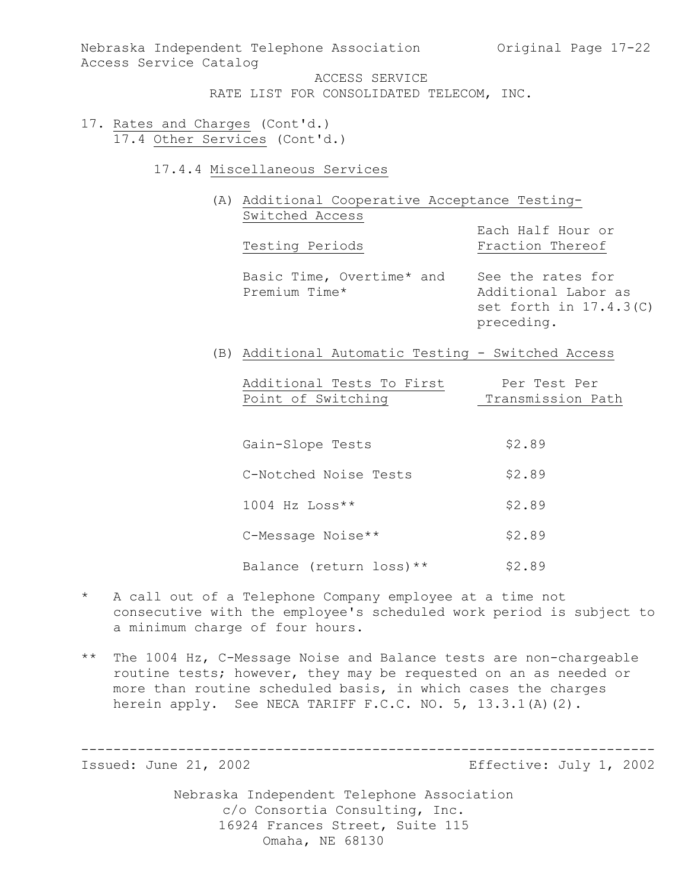ACCESS SERVICE
RATE LIST FOR CONSOLIDATED TELECOM, INC.

17. Rates and Charges (Cont'd.)
    17.4 Other Services (Cont'd.)

#### 17.4.4 Miscellaneous Services

(A) Additional Cooperative Acceptance Testing-Switched Access

| Testing Periods | Each Half Hour or Fraction Thereof |
|---|---|
| Basic Time, Overtime* and Premium Time* | See the rates for Additional Labor as set forth in 17.4.3(C) preceding. |

(B) Additional Automatic Testing - Switched Access

| Additional Tests To First Point of Switching | Per Test Per Transmission Path |
|---|---|
| Gain-Slope Tests | $2.89 |
| C-Notched Noise Tests | $2.89 |
| 1004 Hz Loss** | $2.89 |
| C-Message Noise** | $2.89 |
| Balance (return loss)** | $2.89 |

\* A call out of a Telephone Company employee at a time not consecutive with the employee's scheduled work period is subject to a minimum charge of four hours.

\** The 1004 Hz, C-Message Noise and Balance tests are non-chargeable routine tests; however, they may be requested on an as needed or more than routine scheduled basis, in which cases the charges herein apply. See NECA TARIFF F.C.C. NO. 5, 13.3.1(A)(2).

Issued: June 21, 2002 Effective: July 1, 2002

Nebraska Independent Telephone Association
c/o Consortia Consulting, Inc.
16924 Frances Street, Suite 115
Omaha, NE 68130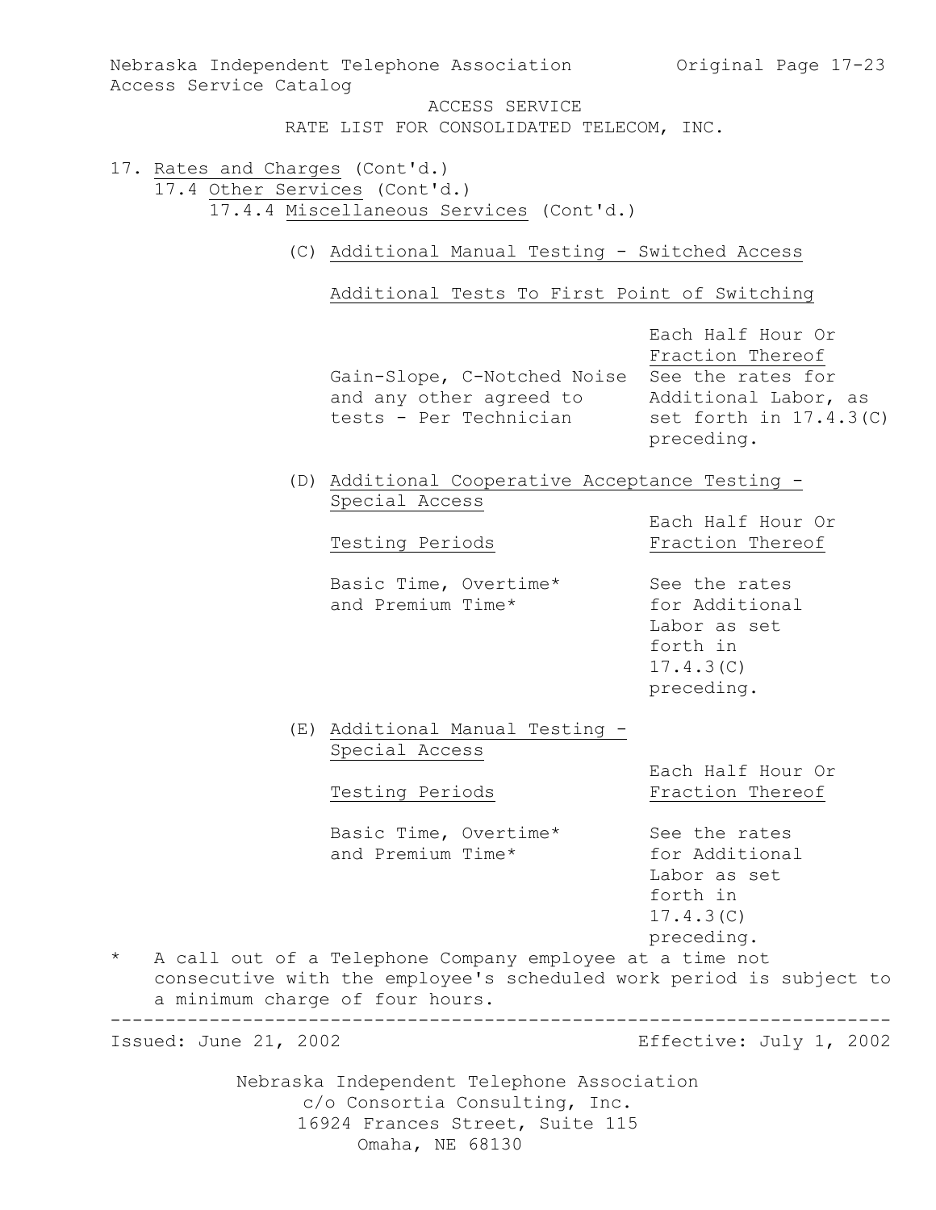ACCESS SERVICE
RATE LIST FOR CONSOLIDATED TELECOM, INC.

17. Rates and Charges (Cont'd.)

17.4 Other Services (Cont'd.)

17.4.4 Miscellaneous Services (Cont'd.)

(C) Additional Manual Testing - Switched Access

Additional Tests To First Point of Switching

| | Each Half Hour Or Fraction Thereof |
|---|---|
| Gain-Slope, C-Notched Noise and any other agreed to tests - Per Technician | See the rates for Additional Labor, as set forth in 17.4.3(C) preceding. |

(D) Additional Cooperative Acceptance Testing - Special Access

| Testing Periods | Each Half Hour Or Fraction Thereof |
|---|---|
| Basic Time, Overtime* and Premium Time* | See the rates for Additional Labor as set forth in 17.4.3(C) preceding. |

(E) Additional Manual Testing - Special Access

| Testing Periods | Each Half Hour Or Fraction Thereof |
|---|---|
| Basic Time, Overtime* and Premium Time* | See the rates for Additional Labor as set forth in 17.4.3(C) preceding. |

\* A call out of a Telephone Company employee at a time not consecutive with the employee's scheduled work period is subject to a minimum charge of four hours.

Issued: June 21, 2002 Effective: July 1, 2002

Nebraska Independent Telephone Association
c/o Consortia Consulting, Inc.
16924 Frances Street, Suite 115
Omaha, NE 68130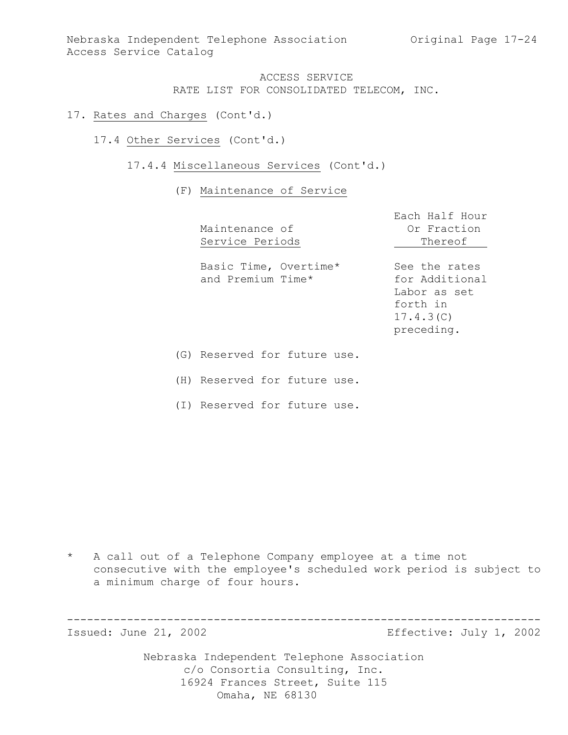ACCESS SERVICE
RATE LIST FOR CONSOLIDATED TELECOM, INC.

17. Rates and Charges (Cont'd.)

17.4 Other Services (Cont'd.)

17.4.4 Miscellaneous Services (Cont'd.)

(F) Maintenance of Service

| Maintenance of Service Periods | Each Half Hour Or Fraction Thereof |
|---|---|
| Basic Time, Overtime* and Premium Time* | See the rates for Additional Labor as set forth in 17.4.3(C) preceding. |

(G) Reserved for future use.

(H) Reserved for future use.

(I) Reserved for future use.

* A call out of a Telephone Company employee at a time not consecutive with the employee's scheduled work period is subject to a minimum charge of four hours.

Issued: June 21, 2002 Effective: July 1, 2002

Nebraska Independent Telephone Association
c/o Consortia Consulting, Inc.
16924 Frances Street, Suite 115
Omaha, NE 68130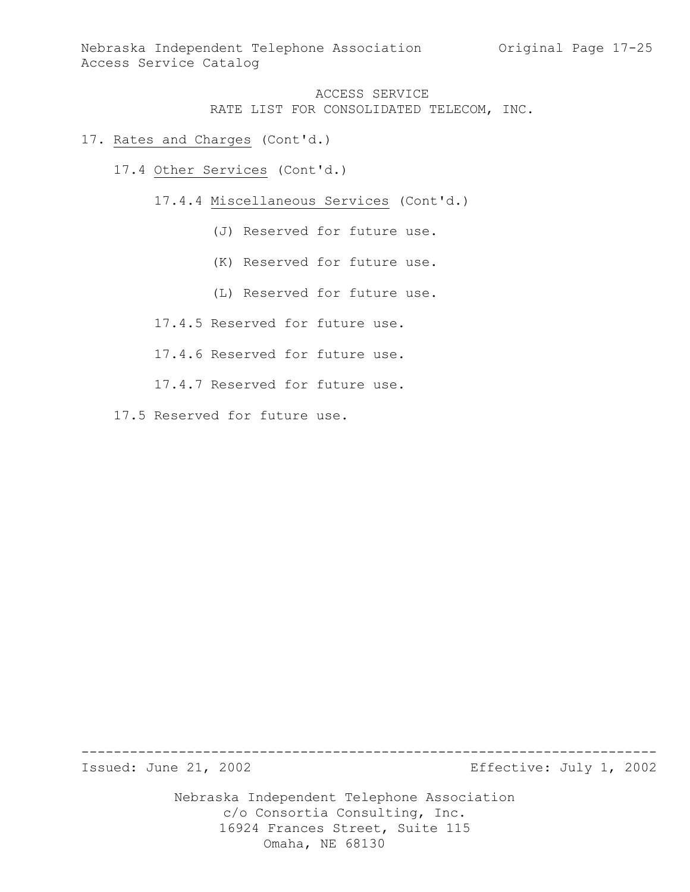ACCESS SERVICE
RATE LIST FOR CONSOLIDATED TELECOM, INC.

17. Rates and Charges (Cont'd.)

17.4 Other Services (Cont'd.)

17.4.4 Miscellaneous Services (Cont'd.)

(J) Reserved for future use.

(K) Reserved for future use.

(L) Reserved for future use.

17.4.5 Reserved for future use.

17.4.6 Reserved for future use.

17.4.7 Reserved for future use.

17.5 Reserved for future use.

---

Issued: June 21, 2002 Effective: July 1, 2002

Nebraska Independent Telephone Association
c/o Consortia Consulting, Inc.
16924 Frances Street, Suite 115
Omaha, NE 68130